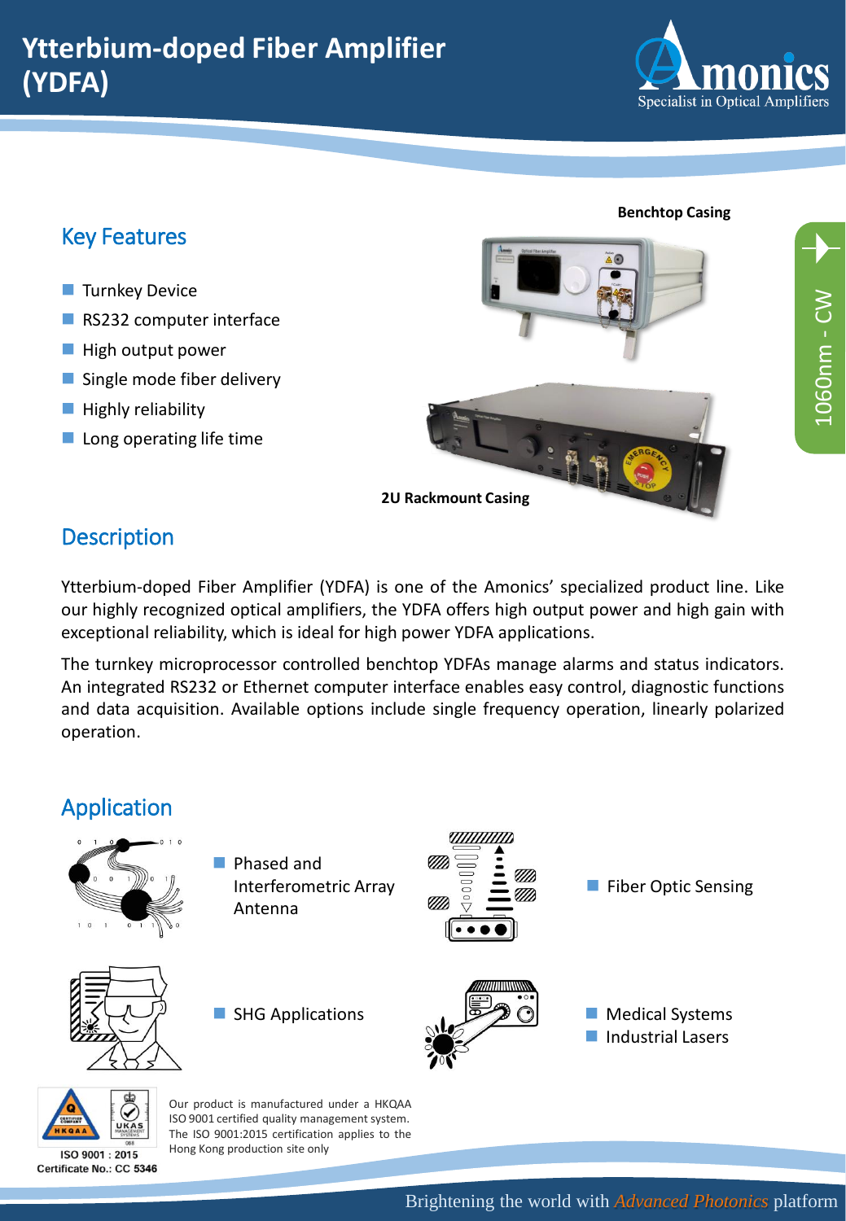# Ytterbium-doped Fiber Amplifier (YDFA)

Amonics
Specialist in Optical Amplifiers

1060nm - CW

## Key Features

- Turnkey Device
- RS232 computer interface
- High output power
- Single mode fiber delivery
- Highly reliability
- Long operating life time

Benchtop Casing

2U Rackmount Casing

## Description

Ytterbium-doped Fiber Amplifier (YDFA) is one of the Amonics' specialized product line. Like our highly recognized optical amplifiers, the YDFA offers high output power and high gain with exceptional reliability, which is ideal for high power YDFA applications.

The turnkey microprocessor controlled benchtop YDFAs manage alarms and status indicators. An integrated RS232 or Ethernet computer interface enables easy control, diagnostic functions and data acquisition. Available options include single frequency operation, linearly polarized operation.

## Application

- Phased and Interferometric Array Antenna
- Fiber Optic Sensing
- SHG Applications
- Medical Systems
- Industrial Lasers

ISO 9001 : 2015
Certificate No.: CC 5346

Our product is manufactured under a HKQAA ISO 9001 certified quality management system. The ISO 9001:2015 certification applies to the Hong Kong production site only

Brightening the world with *Advanced Photonics* platform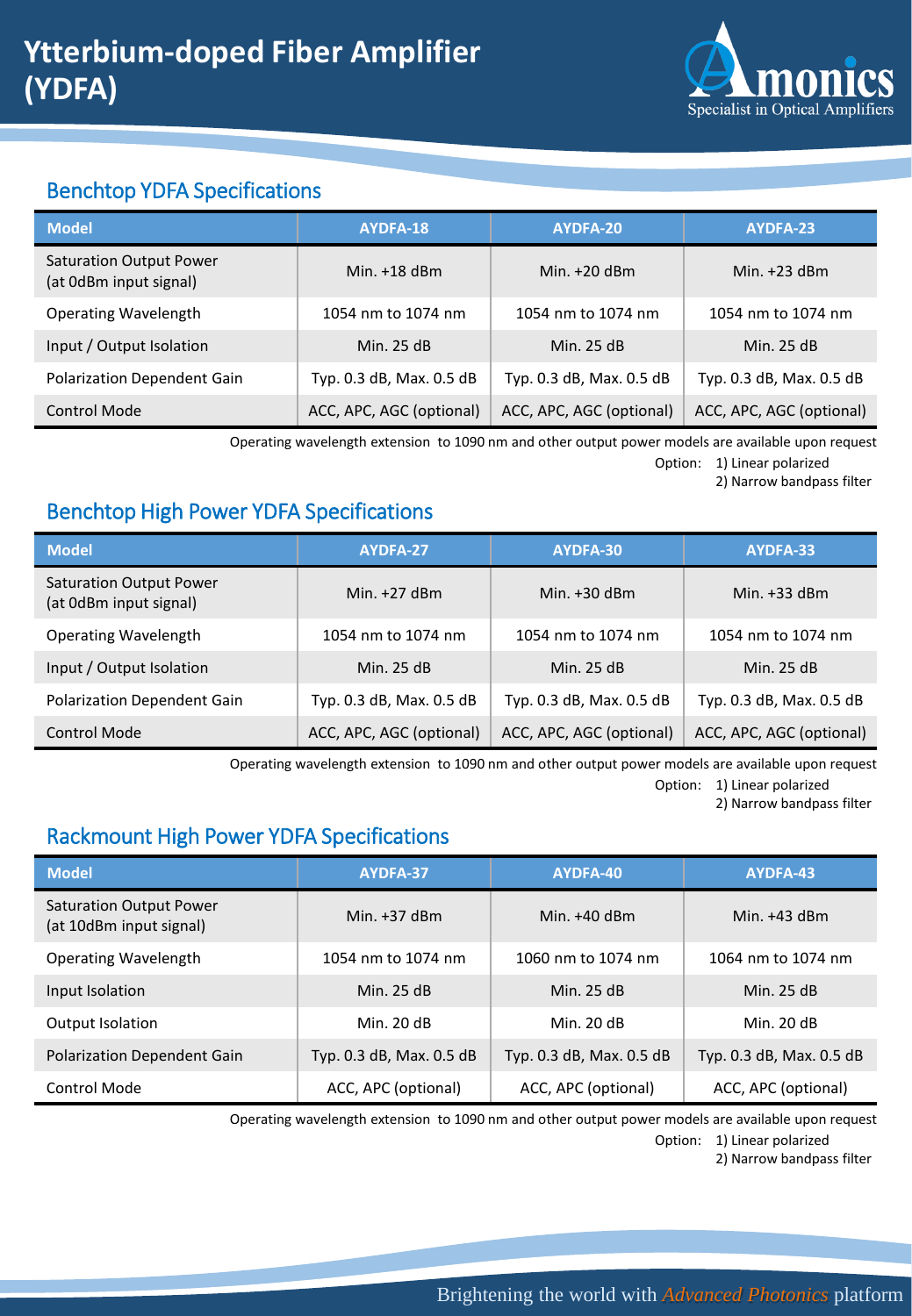# Ytterbium-doped Fiber Amplifier (YDFA)

## Benchtop YDFA Specifications

| Model | AYDFA-18 | AYDFA-20 | AYDFA-23 |
|---|---|---|---|
| Saturation Output Power (at 0dBm input signal) | Min. +18 dBm | Min. +20 dBm | Min. +23 dBm |
| Operating Wavelength | 1054 nm to 1074 nm | 1054 nm to 1074 nm | 1054 nm to 1074 nm |
| Input / Output Isolation | Min. 25 dB | Min. 25 dB | Min. 25 dB |
| Polarization Dependent Gain | Typ. 0.3 dB, Max. 0.5 dB | Typ. 0.3 dB, Max. 0.5 dB | Typ. 0.3 dB, Max. 0.5 dB |
| Control Mode | ACC, APC, AGC (optional) | ACC, APC, AGC (optional) | ACC, APC, AGC (optional) |

Operating wavelength extension to 1090 nm and other output power models are available upon request

Option: 1) Linear polarized
2) Narrow bandpass filter

## Benchtop High Power YDFA Specifications

| Model | AYDFA-27 | AYDFA-30 | AYDFA-33 |
|---|---|---|---|
| Saturation Output Power (at 0dBm input signal) | Min. +27 dBm | Min. +30 dBm | Min. +33 dBm |
| Operating Wavelength | 1054 nm to 1074 nm | 1054 nm to 1074 nm | 1054 nm to 1074 nm |
| Input / Output Isolation | Min. 25 dB | Min. 25 dB | Min. 25 dB |
| Polarization Dependent Gain | Typ. 0.3 dB, Max. 0.5 dB | Typ. 0.3 dB, Max. 0.5 dB | Typ. 0.3 dB, Max. 0.5 dB |
| Control Mode | ACC, APC, AGC (optional) | ACC, APC, AGC (optional) | ACC, APC, AGC (optional) |

Operating wavelength extension to 1090 nm and other output power models are available upon request

Option: 1) Linear polarized
2) Narrow bandpass filter

## Rackmount High Power YDFA Specifications

| Model | AYDFA-37 | AYDFA-40 | AYDFA-43 |
|---|---|---|---|
| Saturation Output Power (at 10dBm input signal) | Min. +37 dBm | Min. +40 dBm | Min. +43 dBm |
| Operating Wavelength | 1054 nm to 1074 nm | 1060 nm to 1074 nm | 1064 nm to 1074 nm |
| Input Isolation | Min. 25 dB | Min. 25 dB | Min. 25 dB |
| Output Isolation | Min. 20 dB | Min. 20 dB | Min. 20 dB |
| Polarization Dependent Gain | Typ. 0.3 dB, Max. 0.5 dB | Typ. 0.3 dB, Max. 0.5 dB | Typ. 0.3 dB, Max. 0.5 dB |
| Control Mode | ACC, APC (optional) | ACC, APC (optional) | ACC, APC (optional) |

Operating wavelength extension to 1090 nm and other output power models are available upon request

Option: 1) Linear polarized
2) Narrow bandpass filter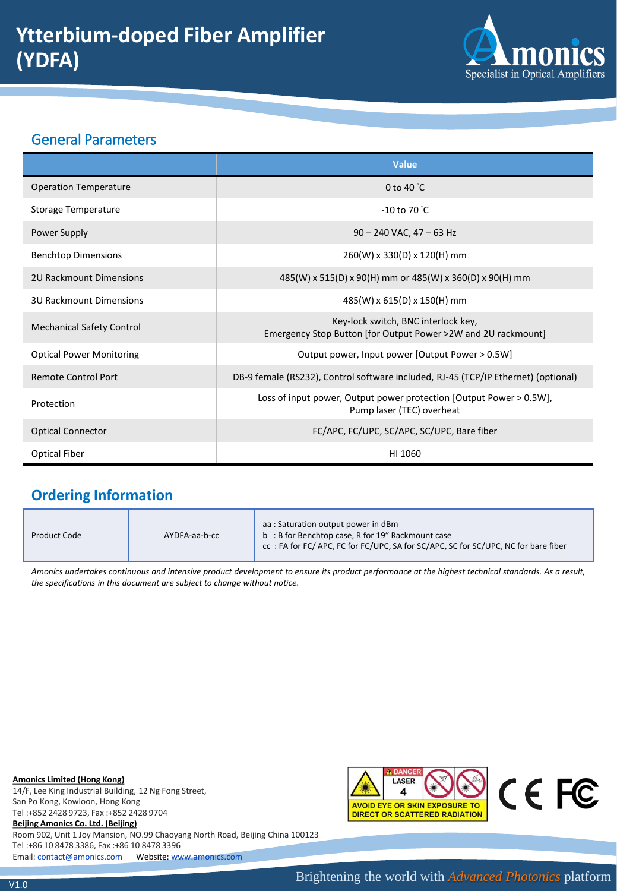# Ytterbium-doped Fiber Amplifier (YDFA)

## General Parameters

| | Value |
|---|---|
| Operation Temperature | 0 to 40 °C |
| Storage Temperature | -10 to 70 °C |
| Power Supply | 90 – 240 VAC, 47 – 63 Hz |
| Benchtop Dimensions | 260(W) x 330(D) x 120(H) mm |
| 2U Rackmount Dimensions | 485(W) x 515(D) x 90(H) mm or 485(W) x 360(D) x 90(H) mm |
| 3U Rackmount Dimensions | 485(W) x 615(D) x 150(H) mm |
| Mechanical Safety Control | Key-lock switch, BNC interlock key, Emergency Stop Button [for Output Power >2W and 2U rackmount] |
| Optical Power Monitoring | Output power, Input power [Output Power > 0.5W] |
| Remote Control Port | DB-9 female (RS232), Control software included, RJ-45 (TCP/IP Ethernet) (optional) |
| Protection | Loss of input power, Output power protection [Output Power > 0.5W], Pump laser (TEC) overheat |
| Optical Connector | FC/APC, FC/UPC, SC/APC, SC/UPC, Bare fiber |
| Optical Fiber | HI 1060 |

## Ordering Information

| | | |
|---|---|---|
| Product Code | AYDFA-aa-b-cc | aa : Saturation output power in dBm<br>b : B for Benchtop case, R for 19" Rackmount case<br>cc : FA for FC/ APC, FC for FC/UPC, SA for SC/APC, SC for SC/UPC, NC for bare fiber |

*Amonics undertakes continuous and intensive product development to ensure its product performance at the highest technical standards. As a result, the specifications in this document are subject to change without notice.*

**Amonics Limited (Hong Kong)**
14/F, Lee King Industrial Building, 12 Ng Fong Street,
San Po Kong, Kowloon, Hong Kong
Tel :+852 2428 9723, Fax :+852 2428 9704

**Beijing Amonics Co. Ltd. (Beijing)**
Room 902, Unit 1 Joy Mansion, NO.99 Chaoyang North Road, Beijing China 100123
Tel :+86 10 8478 3386, Fax :+86 10 8478 3396
Email: contact@amonics.com Website: www.amonics.com

DANGER LASER 4
AVOID EYE OR SKIN EXPOSURE TO DIRECT OR SCATTERED RADIATION

Brightening the world with *Advanced Photonics* platform

V1.0